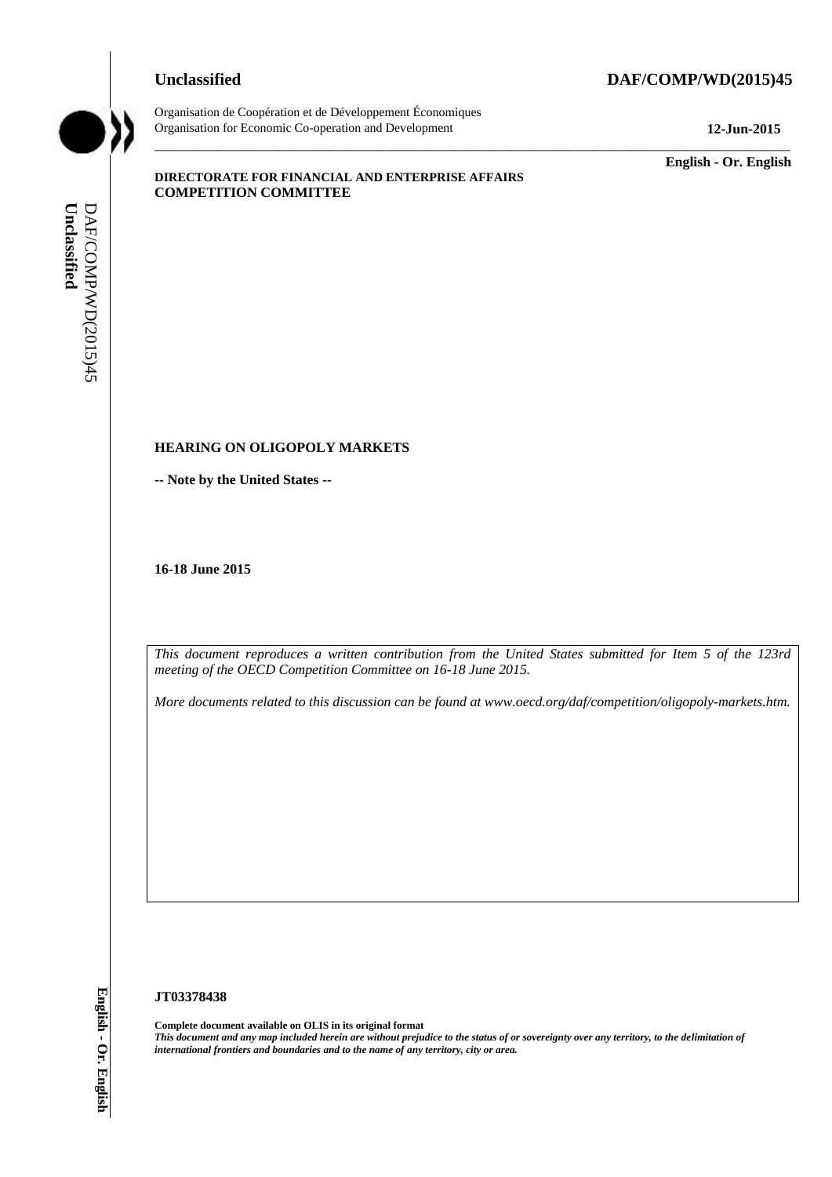**Unclassified** **DAF/COMP/WD(2015)45**

Organisation de Coopération et de Développement Économiques
Organisation for Economic Co-operation and Development **12-Jun-2015**

**English - Or. English**

**DIRECTORATE FOR FINANCIAL AND ENTERPRISE AFFAIRS**
**COMPETITION COMMITTEE**

**HEARING ON OLIGOPOLY MARKETS**

**-- Note by the United States --**

**16-18 June 2015**

*This document reproduces a written contribution from the United States submitted for Item 5 of the 123rd meeting of the OECD Competition Committee on 16-18 June 2015.*

*More documents related to this discussion can be found at www.oecd.org/daf/competition/oligopoly-markets.htm.*

**JT03378438**

**Complete document available on OLIS in its original format**
***This document and any map included herein are without prejudice to the status of or sovereignty over any territory, to the delimitation of international frontiers and boundaries and to the name of any territory, city or area.***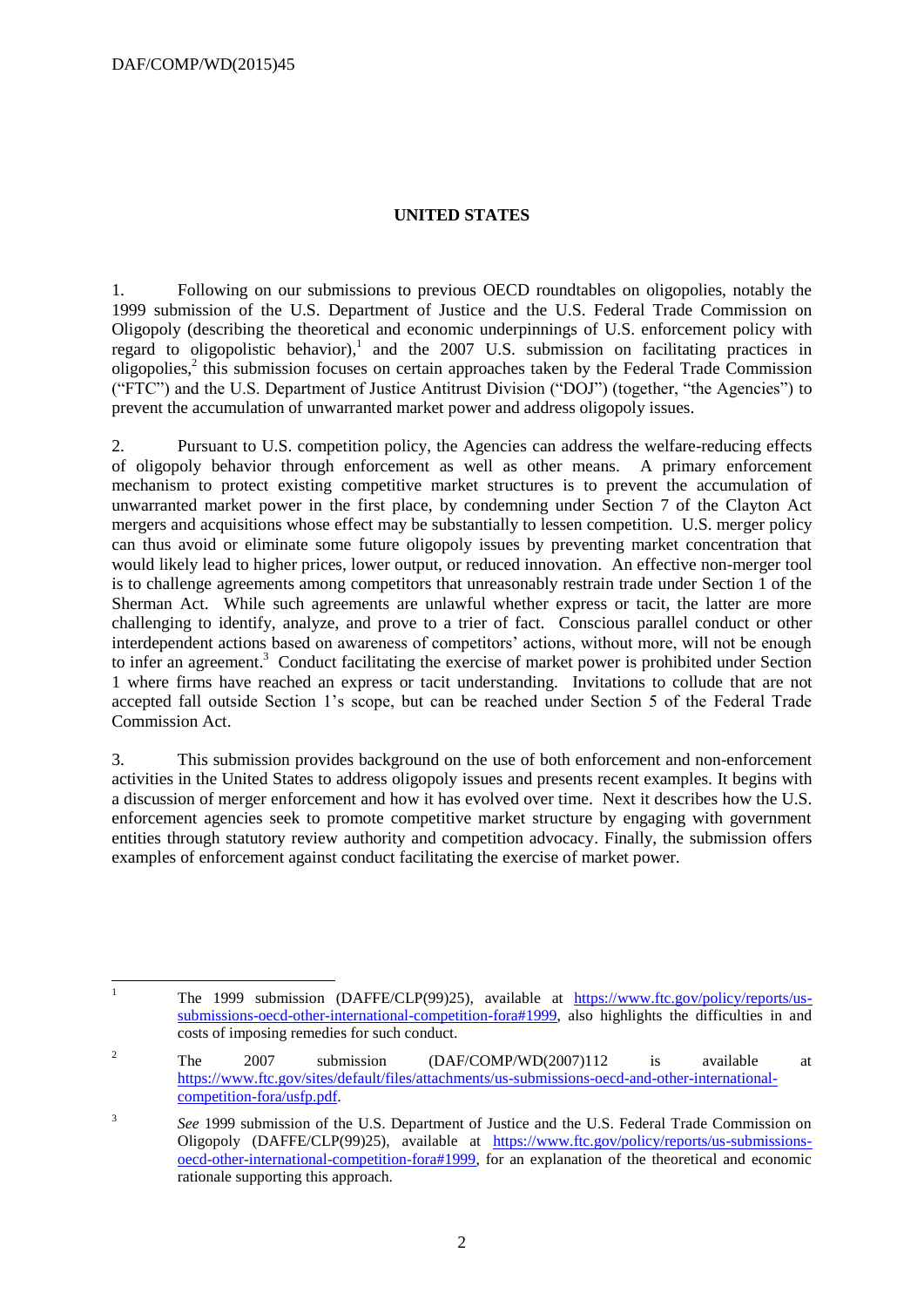## UNITED STATES

1. Following on our submissions to previous OECD roundtables on oligopolies, notably the 1999 submission of the U.S. Department of Justice and the U.S. Federal Trade Commission on Oligopoly (describing the theoretical and economic underpinnings of U.S. enforcement policy with regard to oligopolistic behavior),[1] and the 2007 U.S. submission on facilitating practices in oligopolies,[2] this submission focuses on certain approaches taken by the Federal Trade Commission ("FTC") and the U.S. Department of Justice Antitrust Division ("DOJ") (together, "the Agencies") to prevent the accumulation of unwarranted market power and address oligopoly issues.

2. Pursuant to U.S. competition policy, the Agencies can address the welfare-reducing effects of oligopoly behavior through enforcement as well as other means. A primary enforcement mechanism to protect existing competitive market structures is to prevent the accumulation of unwarranted market power in the first place, by condemning under Section 7 of the Clayton Act mergers and acquisitions whose effect may be substantially to lessen competition. U.S. merger policy can thus avoid or eliminate some future oligopoly issues by preventing market concentration that would likely lead to higher prices, lower output, or reduced innovation. An effective non-merger tool is to challenge agreements among competitors that unreasonably restrain trade under Section 1 of the Sherman Act. While such agreements are unlawful whether express or tacit, the latter are more challenging to identify, analyze, and prove to a trier of fact. Conscious parallel conduct or other interdependent actions based on awareness of competitors' actions, without more, will not be enough to infer an agreement.[3] Conduct facilitating the exercise of market power is prohibited under Section 1 where firms have reached an express or tacit understanding. Invitations to collude that are not accepted fall outside Section 1's scope, but can be reached under Section 5 of the Federal Trade Commission Act.

3. This submission provides background on the use of both enforcement and non-enforcement activities in the United States to address oligopoly issues and presents recent examples. It begins with a discussion of merger enforcement and how it has evolved over time. Next it describes how the U.S. enforcement agencies seek to promote competitive market structure by engaging with government entities through statutory review authority and competition advocacy. Finally, the submission offers examples of enforcement against conduct facilitating the exercise of market power.

---

[1] The 1999 submission (DAFFE/CLP(99)25), available at https://www.ftc.gov/policy/reports/us-submissions-oecd-other-international-competition-fora#1999, also highlights the difficulties in and costs of imposing remedies for such conduct.

[2] The 2007 submission (DAF/COMP/WD(2007)112 is available at https://www.ftc.gov/sites/default/files/attachments/us-submissions-oecd-and-other-international-competition-fora/usfp.pdf.

[3] *See* 1999 submission of the U.S. Department of Justice and the U.S. Federal Trade Commission on Oligopoly (DAFFE/CLP(99)25), available at https://www.ftc.gov/policy/reports/us-submissions-oecd-other-international-competition-fora#1999, for an explanation of the theoretical and economic rationale supporting this approach.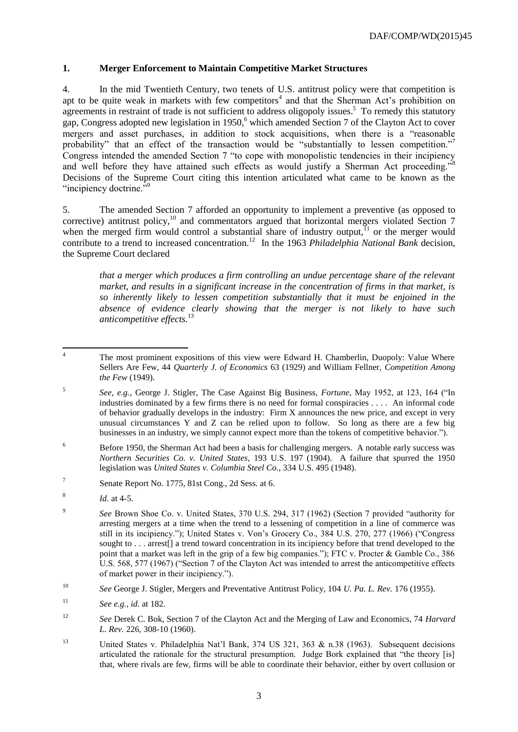## 1. Merger Enforcement to Maintain Competitive Market Structures

4. In the mid Twentieth Century, two tenets of U.S. antitrust policy were that competition is apt to be quite weak in markets with few competitors[4] and that the Sherman Act's prohibition on agreements in restraint of trade is not sufficient to address oligopoly issues.[5] To remedy this statutory gap, Congress adopted new legislation in 1950,[6] which amended Section 7 of the Clayton Act to cover mergers and asset purchases, in addition to stock acquisitions, when there is a "reasonable probability" that an effect of the transaction would be "substantially to lessen competition."[7] Congress intended the amended Section 7 "to cope with monopolistic tendencies in their incipiency and well before they have attained such effects as would justify a Sherman Act proceeding."[8] Decisions of the Supreme Court citing this intention articulated what came to be known as the "incipiency doctrine."[9]

5. The amended Section 7 afforded an opportunity to implement a preventive (as opposed to corrective) antitrust policy,[10] and commentators argued that horizontal mergers violated Section 7 when the merged firm would control a substantial share of industry output,[11] or the merger would contribute to a trend to increased concentration.[12] In the 1963 *Philadelphia National Bank* decision, the Supreme Court declared

> *that a merger which produces a firm controlling an undue percentage share of the relevant market, and results in a significant increase in the concentration of firms in that market, is so inherently likely to lessen competition substantially that it must be enjoined in the absence of evidence clearly showing that the merger is not likely to have such anticompetitive effects.*[13]

---

[4] The most prominent expositions of this view were Edward H. Chamberlin, Duopoly: Value Where Sellers Are Few, 44 *Quarterly J. of Economics* 63 (1929) and William Fellner, *Competition Among the Few* (1949).

[5] *See, e.g.*, George J. Stigler, The Case Against Big Business, *Fortune*, May 1952, at 123, 164 ("In industries dominated by a few firms there is no need for formal conspiracies . . . . An informal code of behavior gradually develops in the industry: Firm X announces the new price, and except in very unusual circumstances Y and Z can be relied upon to follow. So long as there are a few big businesses in an industry, we simply cannot expect more than the tokens of competitive behavior.").

[6] Before 1950, the Sherman Act had been a basis for challenging mergers. A notable early success was *Northern Securities Co. v. United States*, 193 U.S. 197 (1904). A failure that spurred the 1950 legislation was *United States v. Columbia Steel Co.*, 334 U.S. 495 (1948).

[7] Senate Report No. 1775, 81st Cong., 2d Sess. at 6.

[8] *Id.* at 4-5.

[9] *See* Brown Shoe Co. v. United States, 370 U.S. 294, 317 (1962) (Section 7 provided "authority for arresting mergers at a time when the trend to a lessening of competition in a line of commerce was still in its incipiency."); United States v. Von's Grocery Co., 384 U.S. 270, 277 (1966) ("Congress sought to . . . arrest[] a trend toward concentration in its incipiency before that trend developed to the point that a market was left in the grip of a few big companies."); FTC v. Procter & Gamble Co., 386 U.S. 568, 577 (1967) ("Section 7 of the Clayton Act was intended to arrest the anticompetitive effects of market power in their incipiency.").

[10] *See* George J. Stigler, Mergers and Preventative Antitrust Policy, 104 *U. Pa. L. Rev.* 176 (1955).

[11] *See e.g., id.* at 182.

[12] *See* Derek C. Bok, Section 7 of the Clayton Act and the Merging of Law and Economics, 74 *Harvard L. Rev.* 226, 308-10 (1960).

[13] United States v. Philadelphia Nat'l Bank, 374 US 321, 363 & n.38 (1963). Subsequent decisions articulated the rationale for the structural presumption. Judge Bork explained that "the theory [is] that, where rivals are few, firms will be able to coordinate their behavior, either by overt collusion or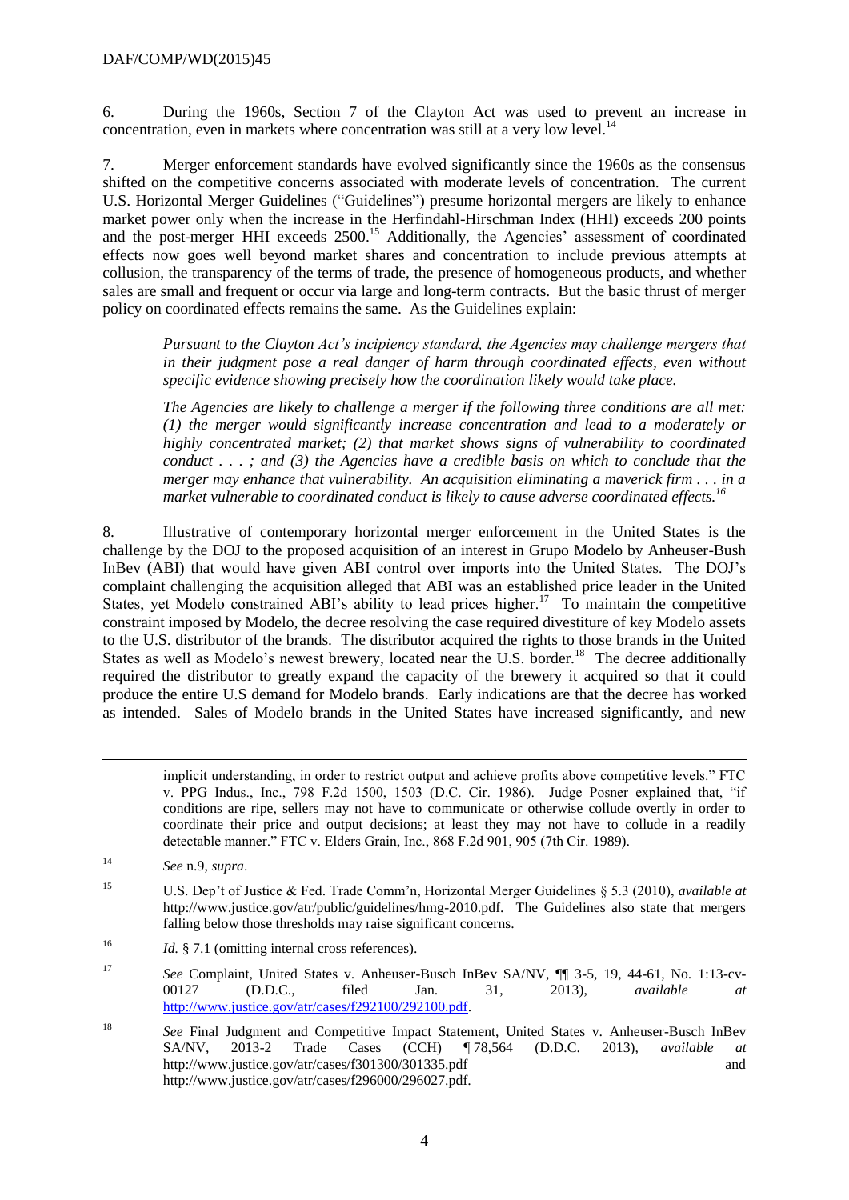6. During the 1960s, Section 7 of the Clayton Act was used to prevent an increase in concentration, even in markets where concentration was still at a very low level.[14]

7. Merger enforcement standards have evolved significantly since the 1960s as the consensus shifted on the competitive concerns associated with moderate levels of concentration. The current U.S. Horizontal Merger Guidelines ("Guidelines") presume horizontal mergers are likely to enhance market power only when the increase in the Herfindahl-Hirschman Index (HHI) exceeds 200 points and the post-merger HHI exceeds 2500.[15] Additionally, the Agencies' assessment of coordinated effects now goes well beyond market shares and concentration to include previous attempts at collusion, the transparency of the terms of trade, the presence of homogeneous products, and whether sales are small and frequent or occur via large and long-term contracts. But the basic thrust of merger policy on coordinated effects remains the same. As the Guidelines explain:

> *Pursuant to the Clayton Act's incipiency standard, the Agencies may challenge mergers that in their judgment pose a real danger of harm through coordinated effects, even without specific evidence showing precisely how the coordination likely would take place.*
>
> *The Agencies are likely to challenge a merger if the following three conditions are all met: (1) the merger would significantly increase concentration and lead to a moderately or highly concentrated market; (2) that market shows signs of vulnerability to coordinated conduct . . . ; and (3) the Agencies have a credible basis on which to conclude that the merger may enhance that vulnerability. An acquisition eliminating a maverick firm . . . in a market vulnerable to coordinated conduct is likely to cause adverse coordinated effects.*[16]

8. Illustrative of contemporary horizontal merger enforcement in the United States is the challenge by the DOJ to the proposed acquisition of an interest in Grupo Modelo by Anheuser-Bush InBev (ABI) that would have given ABI control over imports into the United States. The DOJ's complaint challenging the acquisition alleged that ABI was an established price leader in the United States, yet Modelo constrained ABI's ability to lead prices higher.[17] To maintain the competitive constraint imposed by Modelo, the decree resolving the case required divestiture of key Modelo assets to the U.S. distributor of the brands. The distributor acquired the rights to those brands in the United States as well as Modelo's newest brewery, located near the U.S. border.[18] The decree additionally required the distributor to greatly expand the capacity of the brewery it acquired so that it could produce the entire U.S demand for Modelo brands. Early indications are that the decree has worked as intended. Sales of Modelo brands in the United States have increased significantly, and new

---

implicit understanding, in order to restrict output and achieve profits above competitive levels." FTC v. PPG Indus., Inc., 798 F.2d 1500, 1503 (D.C. Cir. 1986). Judge Posner explained that, "if conditions are ripe, sellers may not have to communicate or otherwise collude overtly in order to coordinate their price and output decisions; at least they may not have to collude in a readily detectable manner." FTC v. Elders Grain, Inc., 868 F.2d 901, 905 (7th Cir. 1989).

[14] *See* n.9, *supra*.

[15] U.S. Dep't of Justice & Fed. Trade Comm'n, Horizontal Merger Guidelines § 5.3 (2010), *available at* http://www.justice.gov/atr/public/guidelines/hmg-2010.pdf. The Guidelines also state that mergers falling below those thresholds may raise significant concerns.

[16] *Id.* § 7.1 (omitting internal cross references).

[17] *See* Complaint, United States v. Anheuser-Busch InBev SA/NV, ¶¶ 3-5, 19, 44-61, No. 1:13-cv-00127 (D.D.C., filed Jan. 31, 2013), *available at* http://www.justice.gov/atr/cases/f292100/292100.pdf.

[18] *See* Final Judgment and Competitive Impact Statement, United States v. Anheuser-Busch InBev SA/NV, 2013-2 Trade Cases (CCH) ¶ 78,564 (D.D.C. 2013), *available at* http://www.justice.gov/atr/cases/f301300/301335.pdf and http://www.justice.gov/atr/cases/f296000/296027.pdf.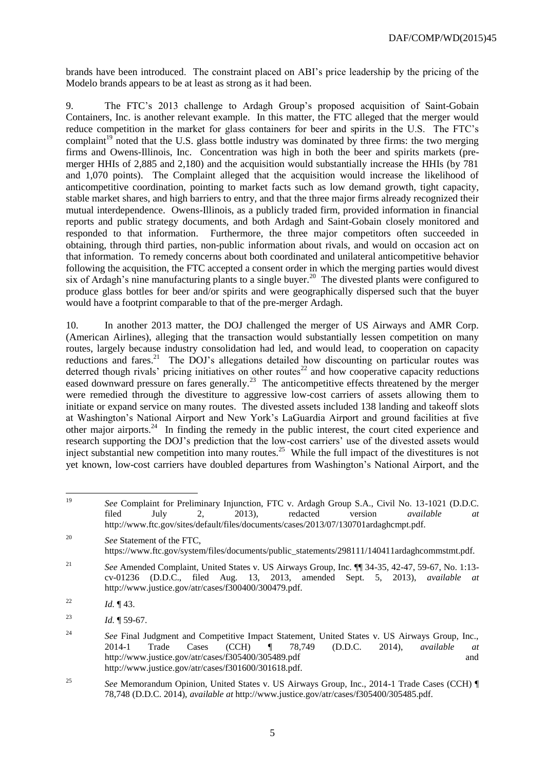brands have been introduced. The constraint placed on ABI's price leadership by the pricing of the Modelo brands appears to be at least as strong as it had been.

9. The FTC's 2013 challenge to Ardagh Group's proposed acquisition of Saint-Gobain Containers, Inc. is another relevant example. In this matter, the FTC alleged that the merger would reduce competition in the market for glass containers for beer and spirits in the U.S. The FTC's complaint[19] noted that the U.S. glass bottle industry was dominated by three firms: the two merging firms and Owens-Illinois, Inc. Concentration was high in both the beer and spirits markets (pre-merger HHIs of 2,885 and 2,180) and the acquisition would substantially increase the HHIs (by 781 and 1,070 points). The Complaint alleged that the acquisition would increase the likelihood of anticompetitive coordination, pointing to market facts such as low demand growth, tight capacity, stable market shares, and high barriers to entry, and that the three major firms already recognized their mutual interdependence. Owens-Illinois, as a publicly traded firm, provided information in financial reports and public strategy documents, and both Ardagh and Saint-Gobain closely monitored and responded to that information. Furthermore, the three major competitors often succeeded in obtaining, through third parties, non-public information about rivals, and would on occasion act on that information. To remedy concerns about both coordinated and unilateral anticompetitive behavior following the acquisition, the FTC accepted a consent order in which the merging parties would divest six of Ardagh's nine manufacturing plants to a single buyer.[20] The divested plants were configured to produce glass bottles for beer and/or spirits and were geographically dispersed such that the buyer would have a footprint comparable to that of the pre-merger Ardagh.

10. In another 2013 matter, the DOJ challenged the merger of US Airways and AMR Corp. (American Airlines), alleging that the transaction would substantially lessen competition on many routes, largely because industry consolidation had led, and would lead, to cooperation on capacity reductions and fares.[21] The DOJ's allegations detailed how discounting on particular routes was deterred though rivals' pricing initiatives on other routes[22] and how cooperative capacity reductions eased downward pressure on fares generally.[23] The anticompetitive effects threatened by the merger were remedied through the divestiture to aggressive low-cost carriers of assets allowing them to initiate or expand service on many routes. The divested assets included 138 landing and takeoff slots at Washington's National Airport and New York's LaGuardia Airport and ground facilities at five other major airports.[24] In finding the remedy in the public interest, the court cited experience and research supporting the DOJ's prediction that the low-cost carriers' use of the divested assets would inject substantial new competition into many routes.[25] While the full impact of the divestitures is not yet known, low-cost carriers have doubled departures from Washington's National Airport, and the

---

[19] *See* Complaint for Preliminary Injunction, FTC v. Ardagh Group S.A., Civil No. 13-1021 (D.D.C. filed July 2, 2013), redacted version *available at* http://www.ftc.gov/sites/default/files/documents/cases/2013/07/130701ardaghcmpt.pdf.

[20] *See* Statement of the FTC, https://www.ftc.gov/system/files/documents/public_statements/298111/140411ardaghcommstmt.pdf.

[21] *See* Amended Complaint, United States v. US Airways Group, Inc. ¶¶ 34-35, 42-47, 59-67, No. 1:13-cv-01236 (D.D.C., filed Aug. 13, 2013, amended Sept. 5, 2013), *available at* http://www.justice.gov/atr/cases/f300400/300479.pdf.

[22] *Id.* ¶ 43.

[23] *Id.* ¶ 59-67.

[24] *See* Final Judgment and Competitive Impact Statement, United States v. US Airways Group, Inc., 2014-1 Trade Cases (CCH) ¶ 78,749 (D.D.C. 2014), *available at* http://www.justice.gov/atr/cases/f305400/305489.pdf and http://www.justice.gov/atr/cases/f301600/301618.pdf.

[25] *See* Memorandum Opinion, United States v. US Airways Group, Inc., 2014-1 Trade Cases (CCH) ¶ 78,748 (D.D.C. 2014), *available at* http://www.justice.gov/atr/cases/f305400/305485.pdf.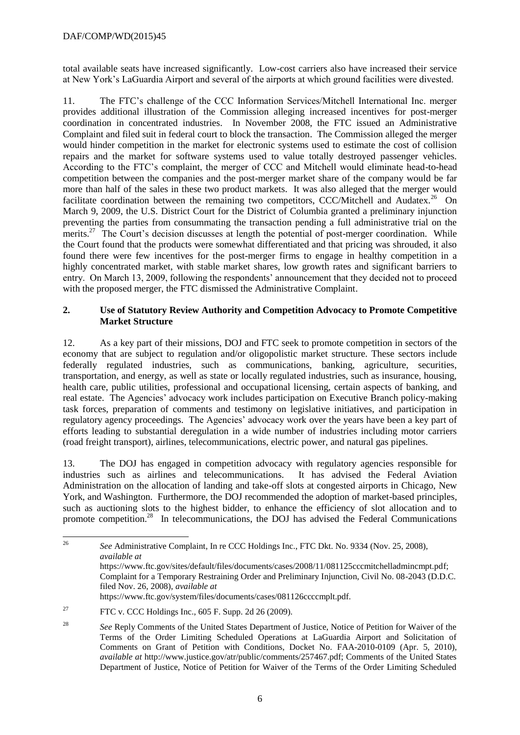total available seats have increased significantly. Low-cost carriers also have increased their service at New York's LaGuardia Airport and several of the airports at which ground facilities were divested.

11. The FTC's challenge of the CCC Information Services/Mitchell International Inc. merger provides additional illustration of the Commission alleging increased incentives for post-merger coordination in concentrated industries. In November 2008, the FTC issued an Administrative Complaint and filed suit in federal court to block the transaction. The Commission alleged the merger would hinder competition in the market for electronic systems used to estimate the cost of collision repairs and the market for software systems used to value totally destroyed passenger vehicles. According to the FTC's complaint, the merger of CCC and Mitchell would eliminate head-to-head competition between the companies and the post-merger market share of the company would be far more than half of the sales in these two product markets. It was also alleged that the merger would facilitate coordination between the remaining two competitors, CCC/Mitchell and Audatex.[26] On March 9, 2009, the U.S. District Court for the District of Columbia granted a preliminary injunction preventing the parties from consummating the transaction pending a full administrative trial on the merits.[27] The Court's decision discusses at length the potential of post-merger coordination. While the Court found that the products were somewhat differentiated and that pricing was shrouded, it also found there were few incentives for the post-merger firms to engage in healthy competition in a highly concentrated market, with stable market shares, low growth rates and significant barriers to entry. On March 13, 2009, following the respondents' announcement that they decided not to proceed with the proposed merger, the FTC dismissed the Administrative Complaint.

## 2. Use of Statutory Review Authority and Competition Advocacy to Promote Competitive Market Structure

12. As a key part of their missions, DOJ and FTC seek to promote competition in sectors of the economy that are subject to regulation and/or oligopolistic market structure. These sectors include federally regulated industries, such as communications, banking, agriculture, securities, transportation, and energy, as well as state or locally regulated industries, such as insurance, housing, health care, public utilities, professional and occupational licensing, certain aspects of banking, and real estate. The Agencies' advocacy work includes participation on Executive Branch policy-making task forces, preparation of comments and testimony on legislative initiatives, and participation in regulatory agency proceedings. The Agencies' advocacy work over the years have been a key part of efforts leading to substantial deregulation in a wide number of industries including motor carriers (road freight transport), airlines, telecommunications, electric power, and natural gas pipelines.

13. The DOJ has engaged in competition advocacy with regulatory agencies responsible for industries such as airlines and telecommunications. It has advised the Federal Aviation Administration on the allocation of landing and take-off slots at congested airports in Chicago, New York, and Washington. Furthermore, the DOJ recommended the adoption of market-based principles, such as auctioning slots to the highest bidder, to enhance the efficiency of slot allocation and to promote competition.[28] In telecommunications, the DOJ has advised the Federal Communications

---

[26] *See* Administrative Complaint, In re CCC Holdings Inc., FTC Dkt. No. 9334 (Nov. 25, 2008), *available at* https://www.ftc.gov/sites/default/files/documents/cases/2008/11/081125cccmitchelladmincmpt.pdf; Complaint for a Temporary Restraining Order and Preliminary Injunction, Civil No. 08-2043 (D.D.C. filed Nov. 26, 2008), *available at* https://www.ftc.gov/system/files/documents/cases/081126ccccmplt.pdf.

[27] FTC v. CCC Holdings Inc., 605 F. Supp. 2d 26 (2009).

[28] *See* Reply Comments of the United States Department of Justice, Notice of Petition for Waiver of the Terms of the Order Limiting Scheduled Operations at LaGuardia Airport and Solicitation of Comments on Grant of Petition with Conditions, Docket No. FAA-2010-0109 (Apr. 5, 2010), *available at* http://www.justice.gov/atr/public/comments/257467.pdf; Comments of the United States Department of Justice, Notice of Petition for Waiver of the Terms of the Order Limiting Scheduled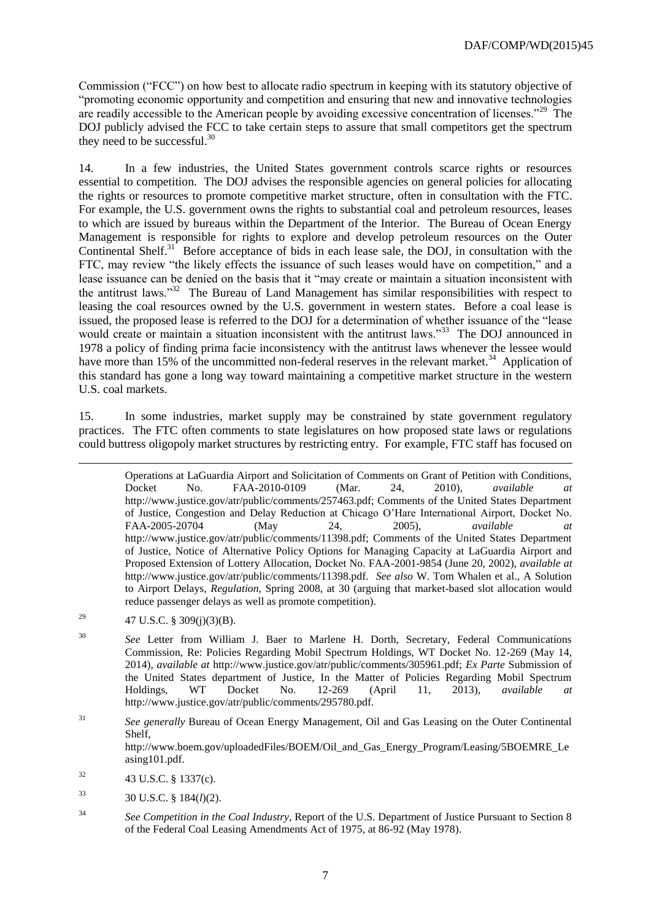Commission ("FCC") on how best to allocate radio spectrum in keeping with its statutory objective of "promoting economic opportunity and competition and ensuring that new and innovative technologies are readily accessible to the American people by avoiding excessive concentration of licenses."[29] The DOJ publicly advised the FCC to take certain steps to assure that small competitors get the spectrum they need to be successful.[30]

14. In a few industries, the United States government controls scarce rights or resources essential to competition. The DOJ advises the responsible agencies on general policies for allocating the rights or resources to promote competitive market structure, often in consultation with the FTC. For example, the U.S. government owns the rights to substantial coal and petroleum resources, leases to which are issued by bureaus within the Department of the Interior. The Bureau of Ocean Energy Management is responsible for rights to explore and develop petroleum resources on the Outer Continental Shelf.[31] Before acceptance of bids in each lease sale, the DOJ, in consultation with the FTC, may review "the likely effects the issuance of such leases would have on competition," and a lease issuance can be denied on the basis that it "may create or maintain a situation inconsistent with the antitrust laws."[32] The Bureau of Land Management has similar responsibilities with respect to leasing the coal resources owned by the U.S. government in western states. Before a coal lease is issued, the proposed lease is referred to the DOJ for a determination of whether issuance of the "lease would create or maintain a situation inconsistent with the antitrust laws."[33] The DOJ announced in 1978 a policy of finding prima facie inconsistency with the antitrust laws whenever the lessee would have more than 15% of the uncommitted non-federal reserves in the relevant market.[34] Application of this standard has gone a long way toward maintaining a competitive market structure in the western U.S. coal markets.

15. In some industries, market supply may be constrained by state government regulatory practices. The FTC often comments to state legislatures on how proposed state laws or regulations could buttress oligopoly market structures by restricting entry. For example, FTC staff has focused on

---

Operations at LaGuardia Airport and Solicitation of Comments on Grant of Petition with Conditions, Docket No. FAA-2010-0109 (Mar. 24, 2010), *available at* http://www.justice.gov/atr/public/comments/257463.pdf; Comments of the United States Department of Justice, Congestion and Delay Reduction at Chicago O'Hare International Airport, Docket No. FAA-2005-20704 (May 24, 2005), *available at* http://www.justice.gov/atr/public/comments/11398.pdf; Comments of the United States Department of Justice, Notice of Alternative Policy Options for Managing Capacity at LaGuardia Airport and Proposed Extension of Lottery Allocation, Docket No. FAA-2001-9854 (June 20, 2002), *available at* http://www.justice.gov/atr/public/comments/11398.pdf. *See also* W. Tom Whalen et al., A Solution to Airport Delays, *Regulation*, Spring 2008, at 30 (arguing that market-based slot allocation would reduce passenger delays as well as promote competition).

[29] 47 U.S.C. § 309(j)(3)(B).

[30] *See* Letter from William J. Baer to Marlene H. Dorth, Secretary, Federal Communications Commission, Re: Policies Regarding Mobil Spectrum Holdings, WT Docket No. 12-269 (May 14, 2014), *available at* http://www.justice.gov/atr/public/comments/305961.pdf; *Ex Parte* Submission of the United States department of Justice, In the Matter of Policies Regarding Mobil Spectrum Holdings, WT Docket No. 12-269 (April 11, 2013), *available at* http://www.justice.gov/atr/public/comments/295780.pdf.

[31] *See generally* Bureau of Ocean Energy Management, Oil and Gas Leasing on the Outer Continental Shelf, http://www.boem.gov/uploadedFiles/BOEM/Oil_and_Gas_Energy_Program/Leasing/5BOEMRE_Leasing101.pdf.

[32] 43 U.S.C. § 1337(c).

[33] 30 U.S.C. § 184(*l*)(2).

[34] *See Competition in the Coal Industry*, Report of the U.S. Department of Justice Pursuant to Section 8 of the Federal Coal Leasing Amendments Act of 1975, at 86-92 (May 1978).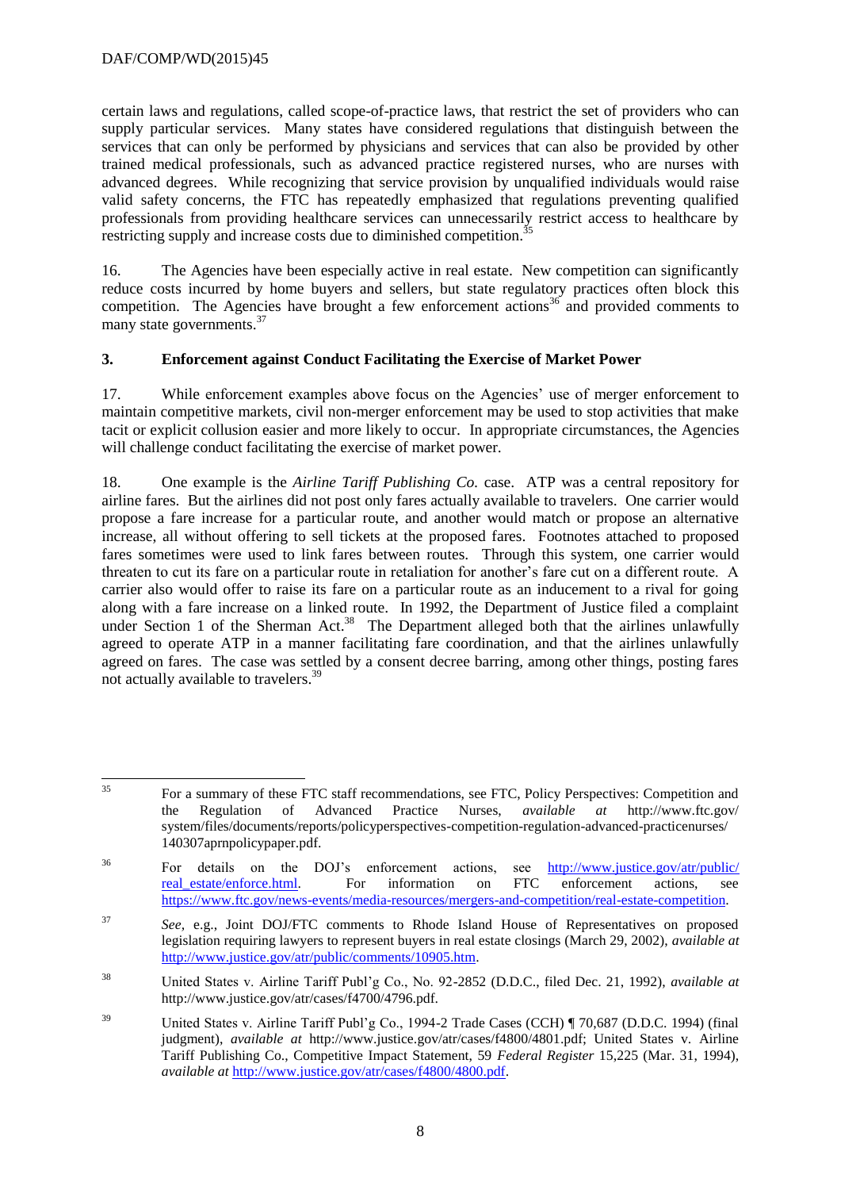certain laws and regulations, called scope-of-practice laws, that restrict the set of providers who can supply particular services. Many states have considered regulations that distinguish between the services that can only be performed by physicians and services that can also be provided by other trained medical professionals, such as advanced practice registered nurses, who are nurses with advanced degrees. While recognizing that service provision by unqualified individuals would raise valid safety concerns, the FTC has repeatedly emphasized that regulations preventing qualified professionals from providing healthcare services can unnecessarily restrict access to healthcare by restricting supply and increase costs due to diminished competition.[35]

16. The Agencies have been especially active in real estate. New competition can significantly reduce costs incurred by home buyers and sellers, but state regulatory practices often block this competition. The Agencies have brought a few enforcement actions[36] and provided comments to many state governments.[37]

### 3. Enforcement against Conduct Facilitating the Exercise of Market Power

17. While enforcement examples above focus on the Agencies' use of merger enforcement to maintain competitive markets, civil non-merger enforcement may be used to stop activities that make tacit or explicit collusion easier and more likely to occur. In appropriate circumstances, the Agencies will challenge conduct facilitating the exercise of market power.

18. One example is the *Airline Tariff Publishing Co.* case. ATP was a central repository for airline fares. But the airlines did not post only fares actually available to travelers. One carrier would propose a fare increase for a particular route, and another would match or propose an alternative increase, all without offering to sell tickets at the proposed fares. Footnotes attached to proposed fares sometimes were used to link fares between routes. Through this system, one carrier would threaten to cut its fare on a particular route in retaliation for another's fare cut on a different route. A carrier also would offer to raise its fare on a particular route as an inducement to a rival for going along with a fare increase on a linked route. In 1992, the Department of Justice filed a complaint under Section 1 of the Sherman Act.[38] The Department alleged both that the airlines unlawfully agreed to operate ATP in a manner facilitating fare coordination, and that the airlines unlawfully agreed on fares. The case was settled by a consent decree barring, among other things, posting fares not actually available to travelers.[39]

---

[35] For a summary of these FTC staff recommendations, see FTC, Policy Perspectives: Competition and the Regulation of Advanced Practice Nurses, *available at* http://www.ftc.gov/system/files/documents/reports/policyperspectives-competition-regulation-advanced-practicenurses/140307aprnpolicypaper.pdf.

[36] For details on the DOJ's enforcement actions, see http://www.justice.gov/atr/public/real_estate/enforce.html. For information on FTC enforcement actions, see https://www.ftc.gov/news-events/media-resources/mergers-and-competition/real-estate-competition.

[37] *See*, e.g., Joint DOJ/FTC comments to Rhode Island House of Representatives on proposed legislation requiring lawyers to represent buyers in real estate closings (March 29, 2002), *available at* http://www.justice.gov/atr/public/comments/10905.htm.

[38] United States v. Airline Tariff Publ'g Co., No. 92-2852 (D.D.C., filed Dec. 21, 1992), *available at* http://www.justice.gov/atr/cases/f4700/4796.pdf.

[39] United States v. Airline Tariff Publ'g Co., 1994-2 Trade Cases (CCH) ¶ 70,687 (D.D.C. 1994) (final judgment), *available at* http://www.justice.gov/atr/cases/f4800/4801.pdf; United States v. Airline Tariff Publishing Co., Competitive Impact Statement, 59 *Federal Register* 15,225 (Mar. 31, 1994), *available at* http://www.justice.gov/atr/cases/f4800/4800.pdf.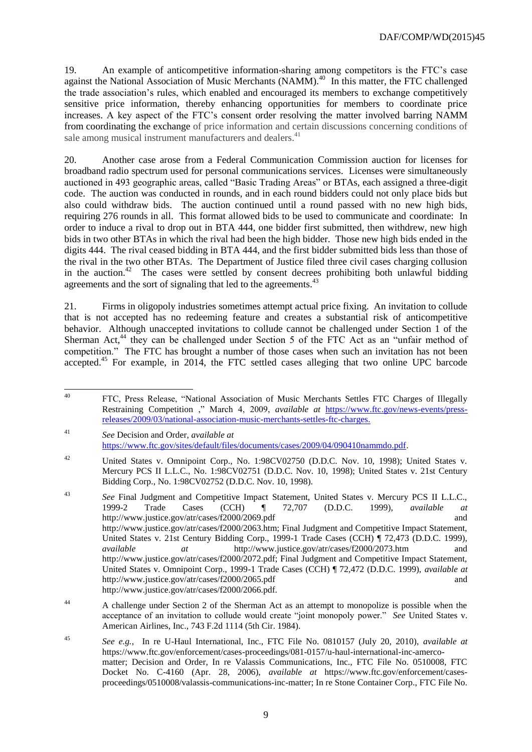19. An example of anticompetitive information-sharing among competitors is the FTC's case against the National Association of Music Merchants (NAMM).[40] In this matter, the FTC challenged the trade association's rules, which enabled and encouraged its members to exchange competitively sensitive price information, thereby enhancing opportunities for members to coordinate price increases. A key aspect of the FTC's consent order resolving the matter involved barring NAMM from coordinating the exchange of price information and certain discussions concerning conditions of sale among musical instrument manufacturers and dealers.[41]

20. Another case arose from a Federal Communication Commission auction for licenses for broadband radio spectrum used for personal communications services. Licenses were simultaneously auctioned in 493 geographic areas, called "Basic Trading Areas" or BTAs, each assigned a three-digit code. The auction was conducted in rounds, and in each round bidders could not only place bids but also could withdraw bids. The auction continued until a round passed with no new high bids, requiring 276 rounds in all. This format allowed bids to be used to communicate and coordinate: In order to induce a rival to drop out in BTA 444, one bidder first submitted, then withdrew, new high bids in two other BTAs in which the rival had been the high bidder. Those new high bids ended in the digits 444. The rival ceased bidding in BTA 444, and the first bidder submitted bids less than those of the rival in the two other BTAs. The Department of Justice filed three civil cases charging collusion in the auction.[42] The cases were settled by consent decrees prohibiting both unlawful bidding agreements and the sort of signaling that led to the agreements.[43]

21. Firms in oligopoly industries sometimes attempt actual price fixing. An invitation to collude that is not accepted has no redeeming feature and creates a substantial risk of anticompetitive behavior. Although unaccepted invitations to collude cannot be challenged under Section 1 of the Sherman Act,[44] they can be challenged under Section 5 of the FTC Act as an "unfair method of competition." The FTC has brought a number of those cases when such an invitation has not been accepted.[45] For example, in 2014, the FTC settled cases alleging that two online UPC barcode

---

[40] FTC, Press Release, "National Association of Music Merchants Settles FTC Charges of Illegally Restraining Competition ," March 4, 2009, *available at* https://www.ftc.gov/news-events/press-releases/2009/03/national-association-music-merchants-settles-ftc-charges.

[41] *See* Decision and Order, *available at* https://www.ftc.gov/sites/default/files/documents/cases/2009/04/090410nammdo.pdf.

[42] United States v. Omnipoint Corp., No. 1:98CV02750 (D.D.C. Nov. 10, 1998); United States v. Mercury PCS II L.L.C., No. 1:98CV02751 (D.D.C. Nov. 10, 1998); United States v. 21st Century Bidding Corp., No. 1:98CV02752 (D.D.C. Nov. 10, 1998).

[43] *See* Final Judgment and Competitive Impact Statement, United States v. Mercury PCS II L.L.C., 1999-2 Trade Cases (CCH) ¶ 72,707 (D.D.C. 1999), *available at* http://www.justice.gov/atr/cases/f2000/2069.pdf and http://www.justice.gov/atr/cases/f2000/2063.htm; Final Judgment and Competitive Impact Statement, United States v. 21st Century Bidding Corp., 1999-1 Trade Cases (CCH) ¶ 72,473 (D.D.C. 1999), *available at* http://www.justice.gov/atr/cases/f2000/2073.htm and http://www.justice.gov/atr/cases/f2000/2072.pdf; Final Judgment and Competitive Impact Statement, United States v. Omnipoint Corp., 1999-1 Trade Cases (CCH) ¶ 72,472 (D.D.C. 1999), *available at* http://www.justice.gov/atr/cases/f2000/2065.pdf and http://www.justice.gov/atr/cases/f2000/2066.pdf.

[44] A challenge under Section 2 of the Sherman Act as an attempt to monopolize is possible when the acceptance of an invitation to collude would create "joint monopoly power." *See* United States v. American Airlines, Inc., 743 F.2d 1114 (5th Cir. 1984).

[45] *See e.g.*, In re U-Haul International, Inc., FTC File No. 0810157 (July 20, 2010), *available at* https://www.ftc.gov/enforcement/cases-proceedings/081-0157/u-haul-international-inc-amerco-matter; Decision and Order, In re Valassis Communications, Inc., FTC File No. 0510008, FTC Docket No. C-4160 (Apr. 28, 2006), *available at* https://www.ftc.gov/enforcement/cases-proceedings/0510008/valassis-communications-inc-matter; In re Stone Container Corp., FTC File No.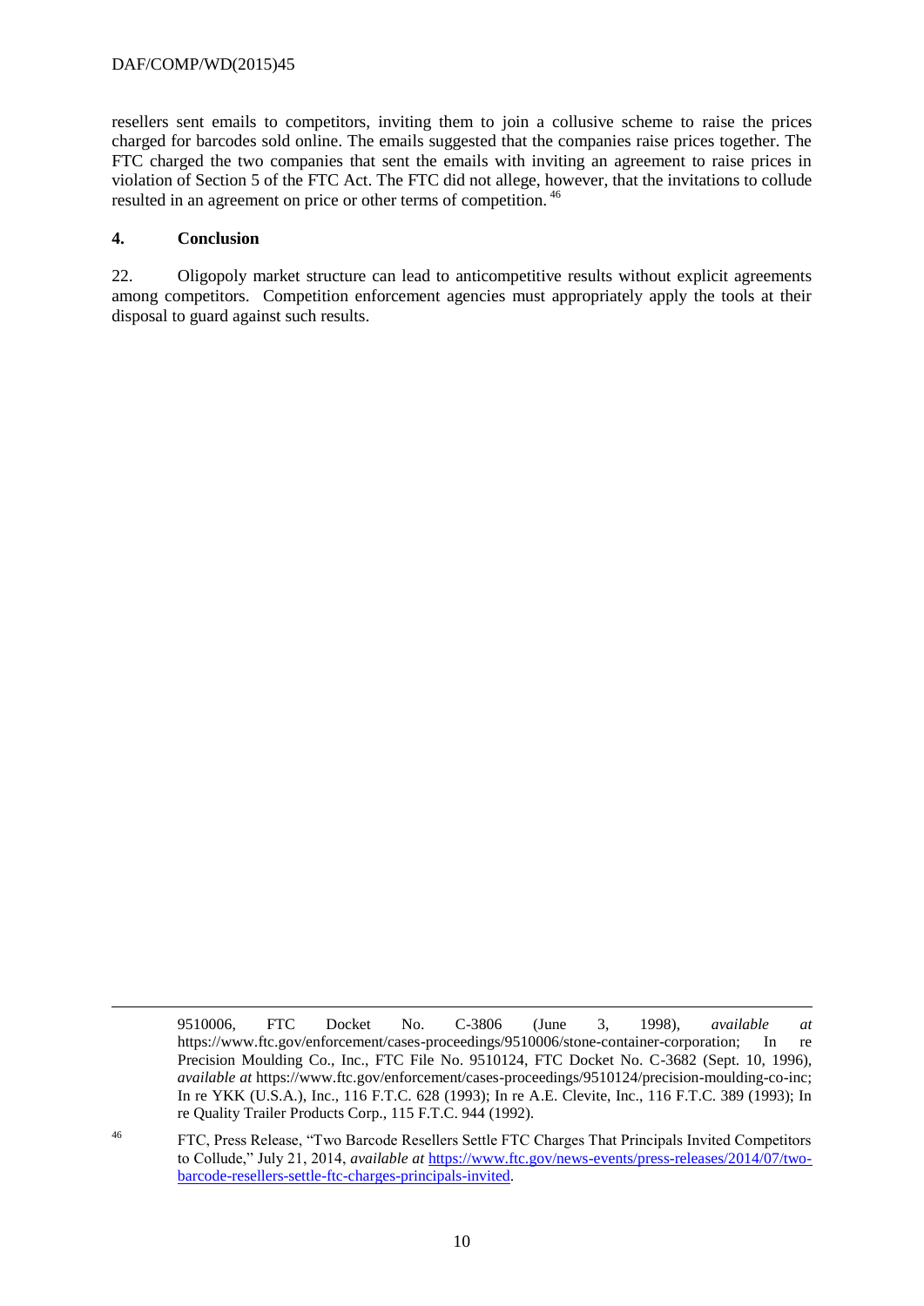resellers sent emails to competitors, inviting them to join a collusive scheme to raise the prices charged for barcodes sold online. The emails suggested that the companies raise prices together. The FTC charged the two companies that sent the emails with inviting an agreement to raise prices in violation of Section 5 of the FTC Act. The FTC did not allege, however, that the invitations to collude resulted in an agreement on price or other terms of competition. [46]

## 4. Conclusion

22. Oligopoly market structure can lead to anticompetitive results without explicit agreements among competitors. Competition enforcement agencies must appropriately apply the tools at their disposal to guard against such results.

---

9510006, FTC Docket No. C-3806 (June 3, 1998), *available at* https://www.ftc.gov/enforcement/cases-proceedings/9510006/stone-container-corporation; In re Precision Moulding Co., Inc., FTC File No. 9510124, FTC Docket No. C-3682 (Sept. 10, 1996), *available at* https://www.ftc.gov/enforcement/cases-proceedings/9510124/precision-moulding-co-inc; In re YKK (U.S.A.), Inc., 116 F.T.C. 628 (1993); In re A.E. Clevite, Inc., 116 F.T.C. 389 (1993); In re Quality Trailer Products Corp., 115 F.T.C. 944 (1992).

[46] FTC, Press Release, "Two Barcode Resellers Settle FTC Charges That Principals Invited Competitors to Collude," July 21, 2014, *available at* https://www.ftc.gov/news-events/press-releases/2014/07/two-barcode-resellers-settle-ftc-charges-principals-invited.